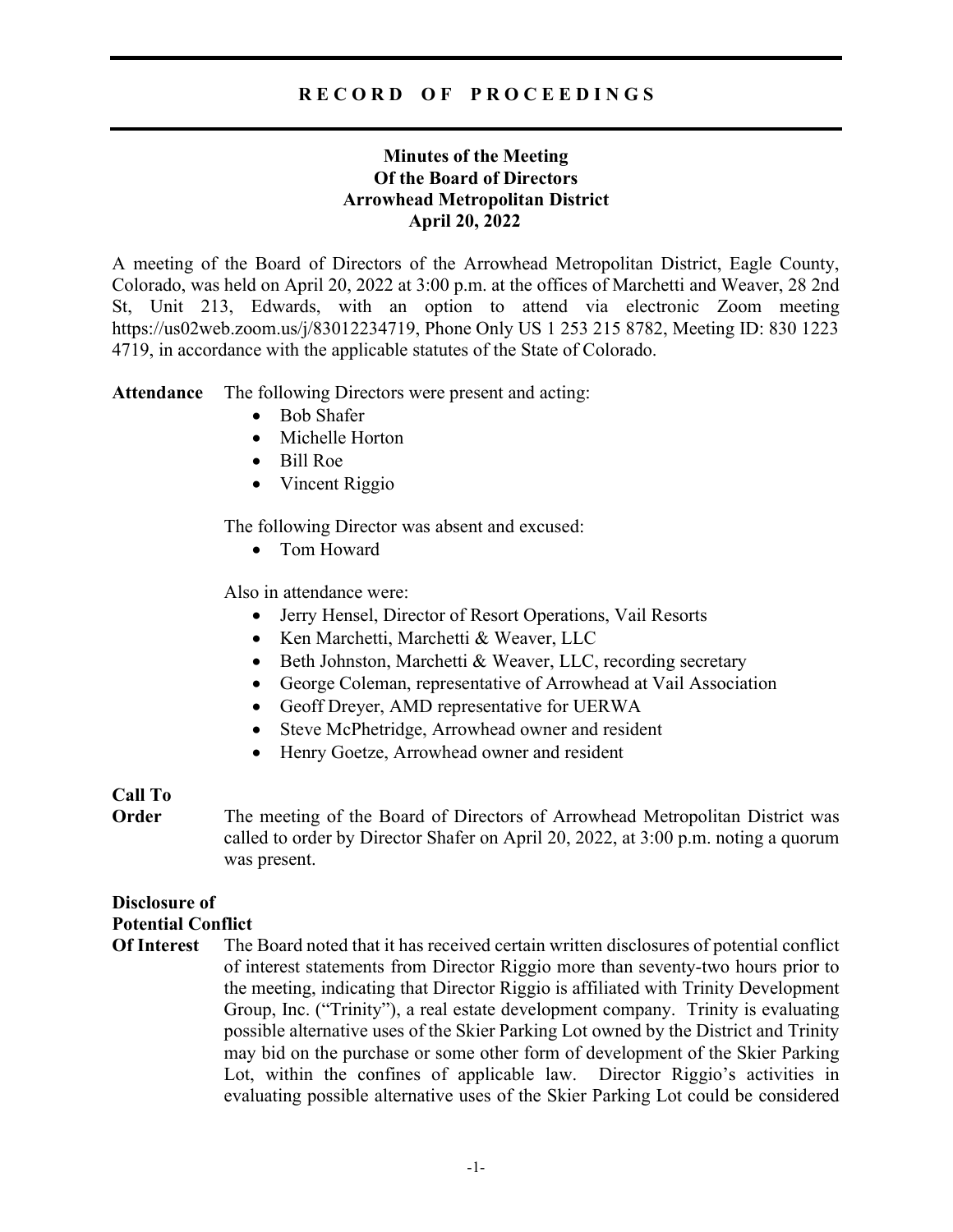**RECORD OF PROCEEDINGS**

# Minutes of the Meeting Of the Board of Directors Arrowhead Metropolitan District April 20, 2022

A meeting of the Board of Directors of the Arrowhead Metropolitan District, Eagle County, Colorado, was held on April 20, 2022 at 3:00 p.m. at the offices of Marchetti and Weaver, 28 2nd St, Unit 213, Edwards, with an option to attend via electronic Zoom meeting https://us02web.zoom.us/j/83012234719, Phone Only US 1 253 215 8782, Meeting ID: 830 1223 4719, in accordance with the applicable statutes of the State of Colorado.

**Attendance** The following Directors were present and acting:

- Bob Shafer
- Michelle Horton
- Bill Roe
- Vincent Riggio

The following Director was absent and excused:

- Tom Howard

Also in attendance were:

- Jerry Hensel, Director of Resort Operations, Vail Resorts
- Ken Marchetti, Marchetti & Weaver, LLC
- Beth Johnston, Marchetti & Weaver, LLC, recording secretary
- George Coleman, representative of Arrowhead at Vail Association
- Geoff Dreyer, AMD representative for UERWA
- Steve McPhetridge, Arrowhead owner and resident
- Henry Goetze, Arrowhead owner and resident

**Call To Order** The meeting of the Board of Directors of Arrowhead Metropolitan District was called to order by Director Shafer on April 20, 2022, at 3:00 p.m. noting a quorum was present.

**Disclosure of Potential Conflict Of Interest** The Board noted that it has received certain written disclosures of potential conflict of interest statements from Director Riggio more than seventy-two hours prior to the meeting, indicating that Director Riggio is affiliated with Trinity Development Group, Inc. ("Trinity"), a real estate development company. Trinity is evaluating possible alternative uses of the Skier Parking Lot owned by the District and Trinity may bid on the purchase or some other form of development of the Skier Parking Lot, within the confines of applicable law. Director Riggio's activities in evaluating possible alternative uses of the Skier Parking Lot could be considered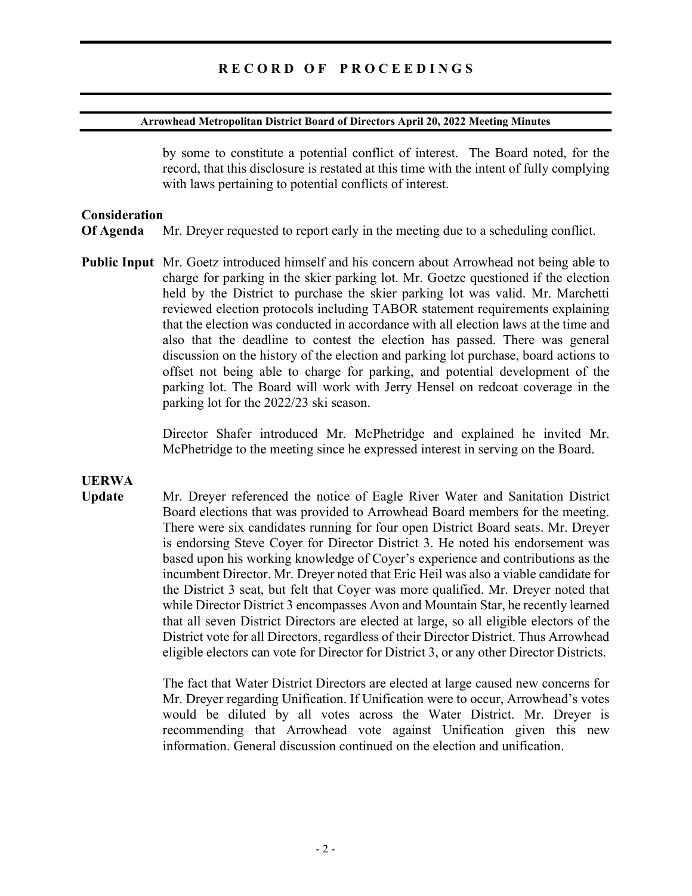by some to constitute a potential conflict of interest. The Board noted, for the record, that this disclosure is restated at this time with the intent of fully complying with laws pertaining to potential conflicts of interest.

**Consideration Of Agenda**

Mr. Dreyer requested to report early in the meeting due to a scheduling conflict.

**Public Input**

Mr. Goetz introduced himself and his concern about Arrowhead not being able to charge for parking in the skier parking lot. Mr. Goetze questioned if the election held by the District to purchase the skier parking lot was valid. Mr. Marchetti reviewed election protocols including TABOR statement requirements explaining that the election was conducted in accordance with all election laws at the time and also that the deadline to contest the election has passed. There was general discussion on the history of the election and parking lot purchase, board actions to offset not being able to charge for parking, and potential development of the parking lot. The Board will work with Jerry Hensel on redcoat coverage in the parking lot for the 2022/23 ski season.

Director Shafer introduced Mr. McPhetridge and explained he invited Mr. McPhetridge to the meeting since he expressed interest in serving on the Board.

**UERWA Update**

Mr. Dreyer referenced the notice of Eagle River Water and Sanitation District Board elections that was provided to Arrowhead Board members for the meeting. There were six candidates running for four open District Board seats. Mr. Dreyer is endorsing Steve Coyer for Director District 3. He noted his endorsement was based upon his working knowledge of Coyer's experience and contributions as the incumbent Director. Mr. Dreyer noted that Eric Heil was also a viable candidate for the District 3 seat, but felt that Coyer was more qualified. Mr. Dreyer noted that while Director District 3 encompasses Avon and Mountain Star, he recently learned that all seven District Directors are elected at large, so all eligible electors of the District vote for all Directors, regardless of their Director District. Thus Arrowhead eligible electors can vote for Director for District 3, or any other Director Districts.

The fact that Water District Directors are elected at large caused new concerns for Mr. Dreyer regarding Unification. If Unification were to occur, Arrowhead's votes would be diluted by all votes across the Water District. Mr. Dreyer is recommending that Arrowhead vote against Unification given this new information. General discussion continued on the election and unification.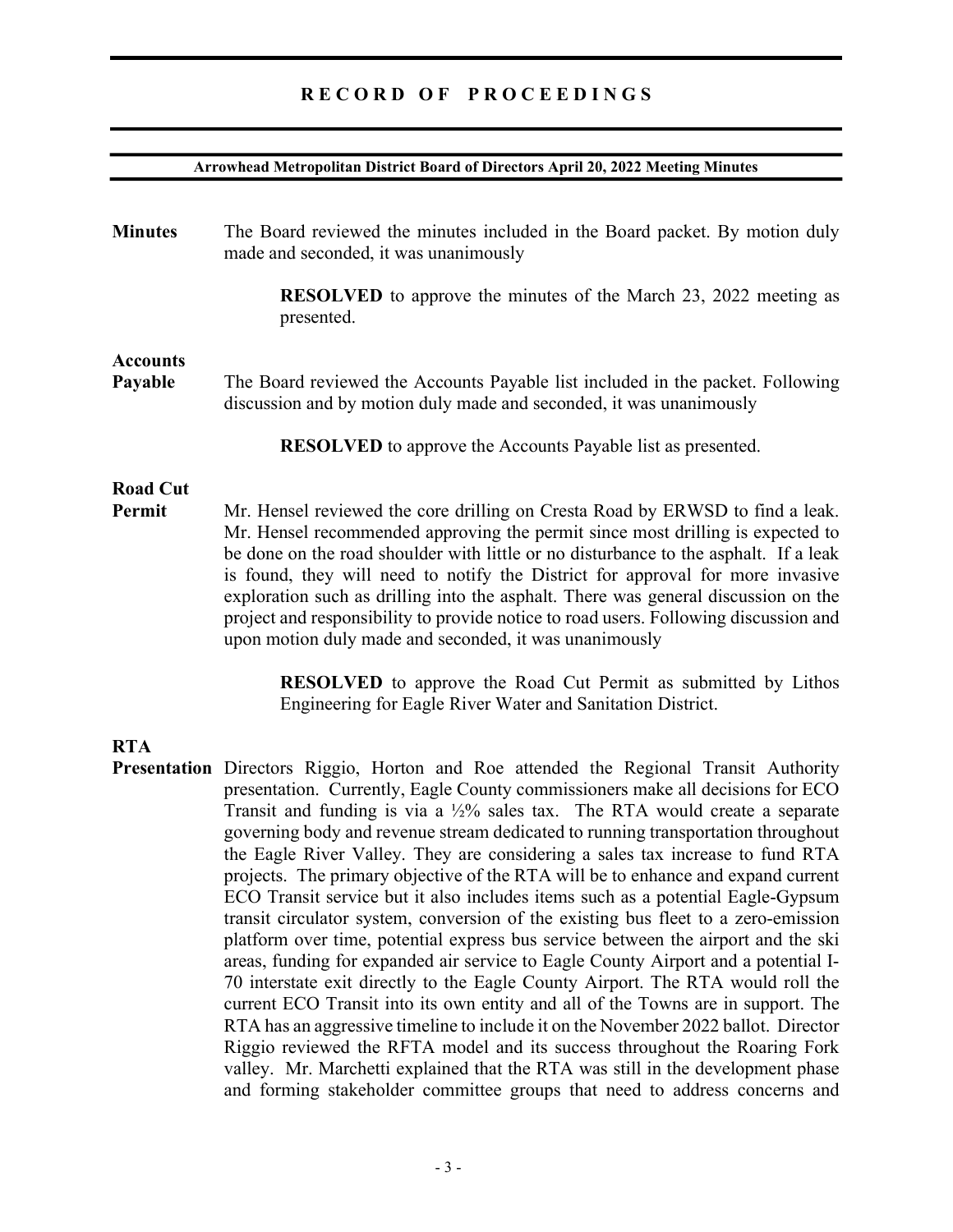**Minutes** The Board reviewed the minutes included in the Board packet. By motion duly made and seconded, it was unanimously

> **RESOLVED** to approve the minutes of the March 23, 2022 meeting as presented.

**Accounts Payable** The Board reviewed the Accounts Payable list included in the packet. Following discussion and by motion duly made and seconded, it was unanimously

> **RESOLVED** to approve the Accounts Payable list as presented.

**Road Cut Permit** Mr. Hensel reviewed the core drilling on Cresta Road by ERWSD to find a leak. Mr. Hensel recommended approving the permit since most drilling is expected to be done on the road shoulder with little or no disturbance to the asphalt. If a leak is found, they will need to notify the District for approval for more invasive exploration such as drilling into the asphalt. There was general discussion on the project and responsibility to provide notice to road users. Following discussion and upon motion duly made and seconded, it was unanimously

> **RESOLVED** to approve the Road Cut Permit as submitted by Lithos Engineering for Eagle River Water and Sanitation District.

**RTA Presentation** Directors Riggio, Horton and Roe attended the Regional Transit Authority presentation. Currently, Eagle County commissioners make all decisions for ECO Transit and funding is via a ½% sales tax. The RTA would create a separate governing body and revenue stream dedicated to running transportation throughout the Eagle River Valley. They are considering a sales tax increase to fund RTA projects. The primary objective of the RTA will be to enhance and expand current ECO Transit service but it also includes items such as a potential Eagle-Gypsum transit circulator system, conversion of the existing bus fleet to a zero-emission platform over time, potential express bus service between the airport and the ski areas, funding for expanded air service to Eagle County Airport and a potential I-70 interstate exit directly to the Eagle County Airport. The RTA would roll the current ECO Transit into its own entity and all of the Towns are in support. The RTA has an aggressive timeline to include it on the November 2022 ballot. Director Riggio reviewed the RFTA model and its success throughout the Roaring Fork valley. Mr. Marchetti explained that the RTA was still in the development phase and forming stakeholder committee groups that need to address concerns and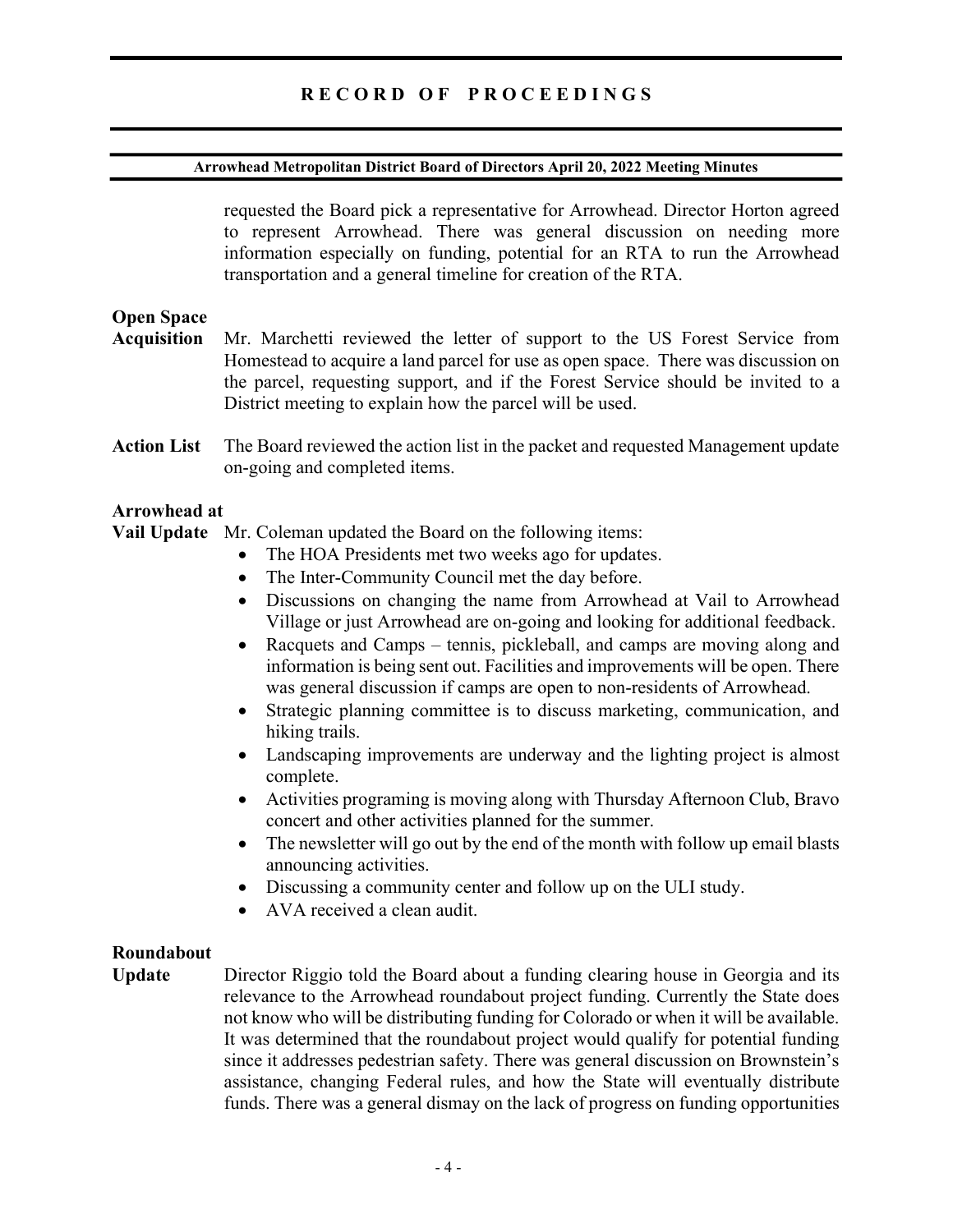requested the Board pick a representative for Arrowhead. Director Horton agreed to represent Arrowhead. There was general discussion on needing more information especially on funding, potential for an RTA to run the Arrowhead transportation and a general timeline for creation of the RTA.

**Open Space Acquisition**

Mr. Marchetti reviewed the letter of support to the US Forest Service from Homestead to acquire a land parcel for use as open space. There was discussion on the parcel, requesting support, and if the Forest Service should be invited to a District meeting to explain how the parcel will be used.

**Action List**

The Board reviewed the action list in the packet and requested Management update on-going and completed items.

**Arrowhead at Vail Update**

Mr. Coleman updated the Board on the following items:

- The HOA Presidents met two weeks ago for updates.
- The Inter-Community Council met the day before.
- Discussions on changing the name from Arrowhead at Vail to Arrowhead Village or just Arrowhead are on-going and looking for additional feedback.
- Racquets and Camps – tennis, pickleball, and camps are moving along and information is being sent out. Facilities and improvements will be open. There was general discussion if camps are open to non-residents of Arrowhead.
- Strategic planning committee is to discuss marketing, communication, and hiking trails.
- Landscaping improvements are underway and the lighting project is almost complete.
- Activities programing is moving along with Thursday Afternoon Club, Bravo concert and other activities planned for the summer.
- The newsletter will go out by the end of the month with follow up email blasts announcing activities.
- Discussing a community center and follow up on the ULI study.
- AVA received a clean audit.

**Roundabout Update**

Director Riggio told the Board about a funding clearing house in Georgia and its relevance to the Arrowhead roundabout project funding. Currently the State does not know who will be distributing funding for Colorado or when it will be available. It was determined that the roundabout project would qualify for potential funding since it addresses pedestrian safety. There was general discussion on Brownstein's assistance, changing Federal rules, and how the State will eventually distribute funds. There was a general dismay on the lack of progress on funding opportunities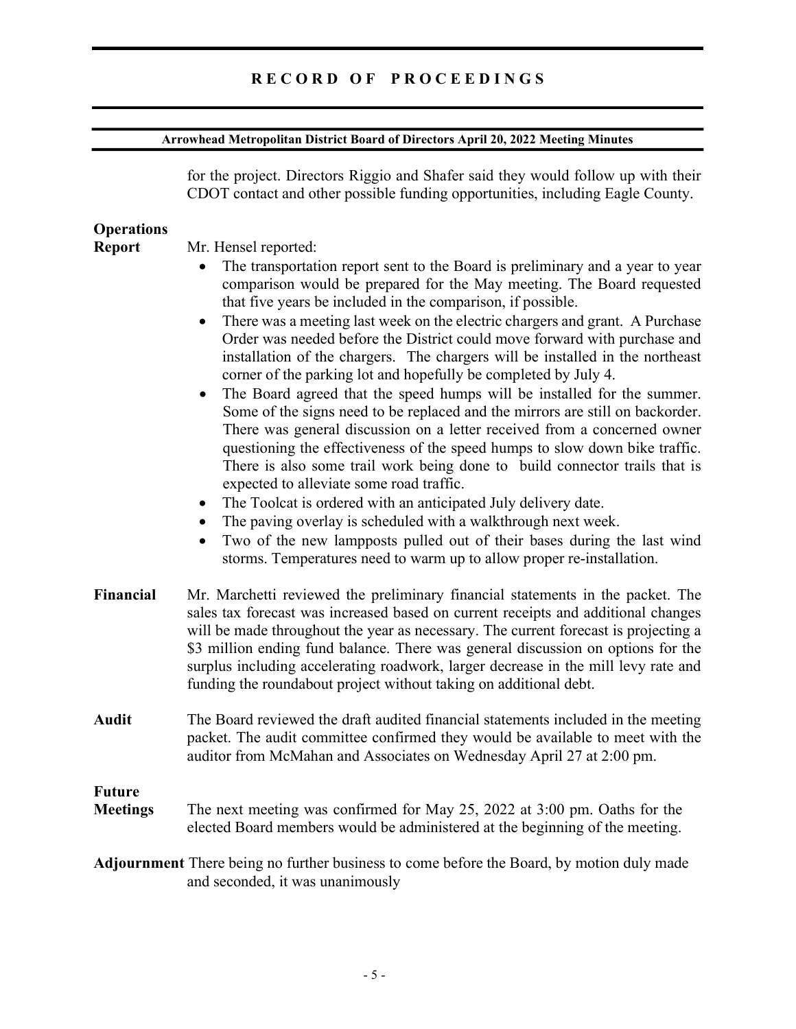for the project. Directors Riggio and Shafer said they would follow up with their CDOT contact and other possible funding opportunities, including Eagle County.

**Operations Report**

Mr. Hensel reported:

- The transportation report sent to the Board is preliminary and a year to year comparison would be prepared for the May meeting. The Board requested that five years be included in the comparison, if possible.
- There was a meeting last week on the electric chargers and grant. A Purchase Order was needed before the District could move forward with purchase and installation of the chargers. The chargers will be installed in the northeast corner of the parking lot and hopefully be completed by July 4.
- The Board agreed that the speed humps will be installed for the summer. Some of the signs need to be replaced and the mirrors are still on backorder. There was general discussion on a letter received from a concerned owner questioning the effectiveness of the speed humps to slow down bike traffic. There is also some trail work being done to build connector trails that is expected to alleviate some road traffic.
- The Toolcat is ordered with an anticipated July delivery date.
- The paving overlay is scheduled with a walkthrough next week.
- Two of the new lampposts pulled out of their bases during the last wind storms. Temperatures need to warm up to allow proper re-installation.

**Financial**

Mr. Marchetti reviewed the preliminary financial statements in the packet. The sales tax forecast was increased based on current receipts and additional changes will be made throughout the year as necessary. The current forecast is projecting a $3 million ending fund balance. There was general discussion on options for the surplus including accelerating roadwork, larger decrease in the mill levy rate and funding the roundabout project without taking on additional debt.

**Audit**

The Board reviewed the draft audited financial statements included in the meeting packet. The audit committee confirmed they would be available to meet with the auditor from McMahan and Associates on Wednesday April 27 at 2:00 pm.

**Future Meetings**

The next meeting was confirmed for May 25, 2022 at 3:00 pm. Oaths for the elected Board members would be administered at the beginning of the meeting.

**Adjournment**

There being no further business to come before the Board, by motion duly made and seconded, it was unanimously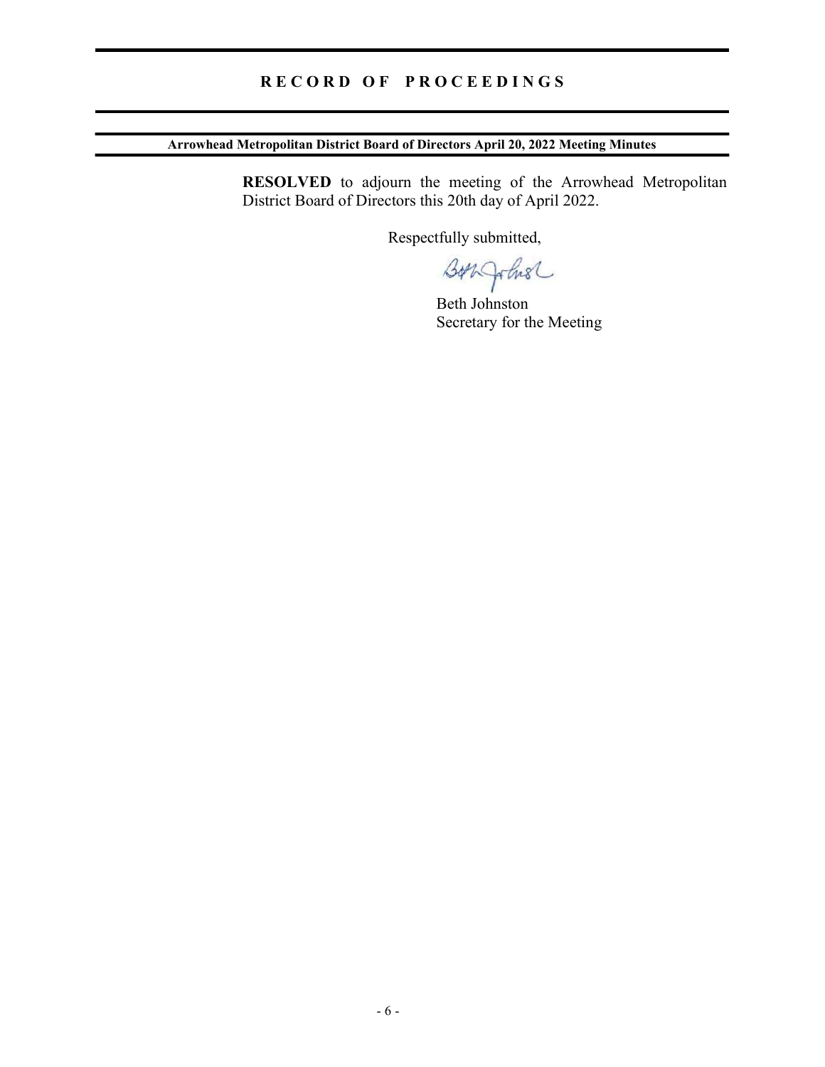**RESOLVED** to adjourn the meeting of the Arrowhead Metropolitan District Board of Directors this 20th day of April 2022.

Respectfully submitted,

Beth Johnston
Secretary for the Meeting